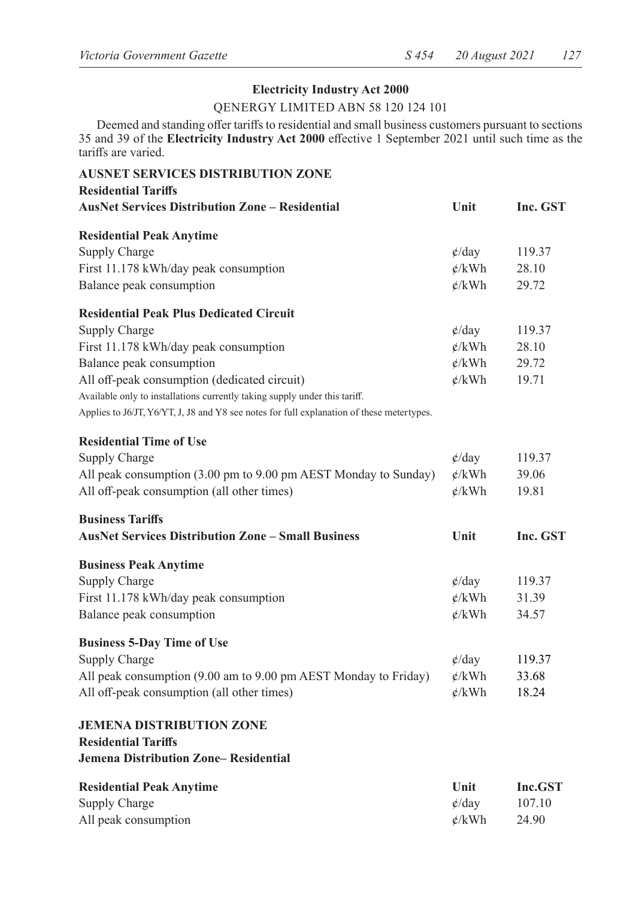**Electricity Industry Act 2000**

QENERGY LIMITED ABN 58 120 124 101

Deemed and standing offer tariffs to residential and small business customers pursuant to sections 35 and 39 of the **Electricity Industry Act 2000** effective 1 September 2021 until such time as the tariffs are varied.

## AUSNET SERVICES DISTRIBUTION ZONE

### Residential Tariffs

| AusNet Services Distribution Zone – Residential | Unit | Inc. GST |
|---|---|---|
| **Residential Peak Anytime** | | |
| Supply Charge | ¢/day | 119.37 |
| First 11.178 kWh/day peak consumption | ¢/kWh | 28.10 |
| Balance peak consumption | ¢/kWh | 29.72 |
| **Residential Peak Plus Dedicated Circuit** | | |
| Supply Charge | ¢/day | 119.37 |
| First 11.178 kWh/day peak consumption | ¢/kWh | 28.10 |
| Balance peak consumption | ¢/kWh | 29.72 |
| All off-peak consumption (dedicated circuit) | ¢/kWh | 19.71 |

Available only to installations currently taking supply under this tariff.

Applies to J6/JT, Y6/YT, J, J8 and Y8 see notes for full explanation of these metertypes.

| **Residential Time of Use** | | |
|---|---|---|
| Supply Charge | ¢/day | 119.37 |
| All peak consumption (3.00 pm to 9.00 pm AEST Monday to Sunday) | ¢/kWh | 39.06 |
| All off-peak consumption (all other times) | ¢/kWh | 19.81 |

### Business Tariffs

| AusNet Services Distribution Zone – Small Business | Unit | Inc. GST |
|---|---|---|
| **Business Peak Anytime** | | |
| Supply Charge | ¢/day | 119.37 |
| First 11.178 kWh/day peak consumption | ¢/kWh | 31.39 |
| Balance peak consumption | ¢/kWh | 34.57 |
| **Business 5-Day Time of Use** | | |
| Supply Charge | ¢/day | 119.37 |
| All peak consumption (9.00 am to 9.00 pm AEST Monday to Friday) | ¢/kWh | 33.68 |
| All off-peak consumption (all other times) | ¢/kWh | 18.24 |

## JEMENA DISTRIBUTION ZONE

### Residential Tariffs

**Jemena Distribution Zone– Residential**

| Residential Peak Anytime | Unit | Inc.GST |
|---|---|---|
| Supply Charge | ¢/day | 107.10 |
| All peak consumption | ¢/kWh | 24.90 |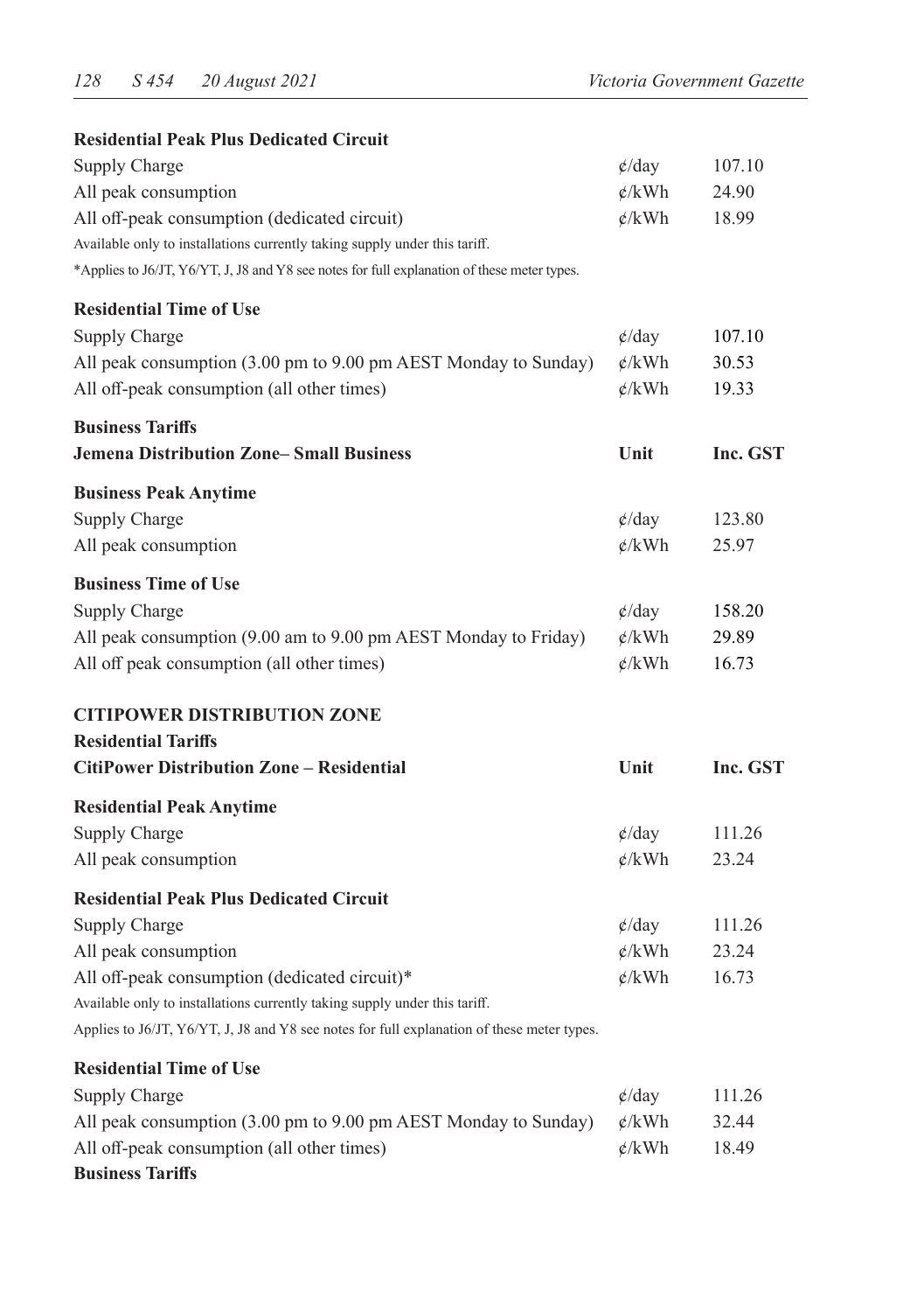**Residential Peak Plus Dedicated Circuit**

| | | |
|---|---|---|
| Supply Charge | ¢/day | 107.10 |
| All peak consumption | ¢/kWh | 24.90 |
| All off-peak consumption (dedicated circuit) | ¢/kWh | 18.99 |

Available only to installations currently taking supply under this tariff.

*Applies to J6/JT, Y6/YT, J, J8 and Y8 see notes for full explanation of these meter types.

**Residential Time of Use**

| | | |
|---|---|---|
| Supply Charge | ¢/day | 107.10 |
| All peak consumption (3.00 pm to 9.00 pm AEST Monday to Sunday) | ¢/kWh | 30.53 |
| All off-peak consumption (all other times) | ¢/kWh | 19.33 |

**Business Tariffs**

| Jemena Distribution Zone– Small Business | Unit | Inc. GST |
|---|---|---|
| **Business Peak Anytime** | | |
| Supply Charge | ¢/day | 123.80 |
| All peak consumption | ¢/kWh | 25.97 |
| **Business Time of Use** | | |
| Supply Charge | ¢/day | 158.20 |
| All peak consumption (9.00 am to 9.00 pm AEST Monday to Friday) | ¢/kWh | 29.89 |
| All off peak consumption (all other times) | ¢/kWh | 16.73 |

## CITIPOWER DISTRIBUTION ZONE

**Residential Tariffs**

| CitiPower Distribution Zone – Residential | Unit | Inc. GST |
|---|---|---|
| **Residential Peak Anytime** | | |
| Supply Charge | ¢/day | 111.26 |
| All peak consumption | ¢/kWh | 23.24 |
| **Residential Peak Plus Dedicated Circuit** | | |
| Supply Charge | ¢/day | 111.26 |
| All peak consumption | ¢/kWh | 23.24 |
| All off-peak consumption (dedicated circuit)* | ¢/kWh | 16.73 |

Available only to installations currently taking supply under this tariff.

Applies to J6/JT, Y6/YT, J, J8 and Y8 see notes for full explanation of these meter types.

**Residential Time of Use**

| | | |
|---|---|---|
| Supply Charge | ¢/day | 111.26 |
| All peak consumption (3.00 pm to 9.00 pm AEST Monday to Sunday) | ¢/kWh | 32.44 |
| All off-peak consumption (all other times) | ¢/kWh | 18.49 |

**Business Tariffs**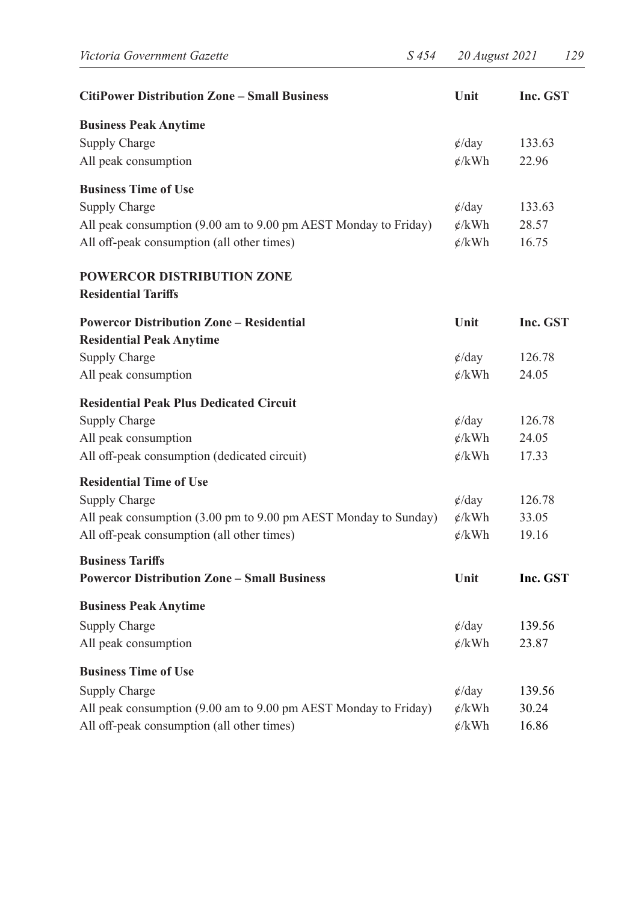| CitiPower Distribution Zone – Small Business | Unit | Inc. GST |
|---|---|---|
| **Business Peak Anytime** | | |
| Supply Charge | ¢/day | 133.63 |
| All peak consumption | ¢/kWh | 22.96 |
| **Business Time of Use** | | |
| Supply Charge | ¢/day | 133.63 |
| All peak consumption (9.00 am to 9.00 pm AEST Monday to Friday) | ¢/kWh | 28.57 |
| All off-peak consumption (all other times) | ¢/kWh | 16.75 |

## POWERCOR DISTRIBUTION ZONE

### Residential Tariffs

| Powercor Distribution Zone – Residential | Unit | Inc. GST |
|---|---|---|
| **Residential Peak Anytime** | | |
| Supply Charge | ¢/day | 126.78 |
| All peak consumption | ¢/kWh | 24.05 |
| **Residential Peak Plus Dedicated Circuit** | | |
| Supply Charge | ¢/day | 126.78 |
| All peak consumption | ¢/kWh | 24.05 |
| All off-peak consumption (dedicated circuit) | ¢/kWh | 17.33 |
| **Residential Time of Use** | | |
| Supply Charge | ¢/day | 126.78 |
| All peak consumption (3.00 pm to 9.00 pm AEST Monday to Sunday) | ¢/kWh | 33.05 |
| All off-peak consumption (all other times) | ¢/kWh | 19.16 |

### Business Tariffs

| Powercor Distribution Zone – Small Business | Unit | Inc. GST |
|---|---|---|
| **Business Peak Anytime** | | |
| Supply Charge | ¢/day | 139.56 |
| All peak consumption | ¢/kWh | 23.87 |
| **Business Time of Use** | | |
| Supply Charge | ¢/day | 139.56 |
| All peak consumption (9.00 am to 9.00 pm AEST Monday to Friday) | ¢/kWh | 30.24 |
| All off-peak consumption (all other times) | ¢/kWh | 16.86 |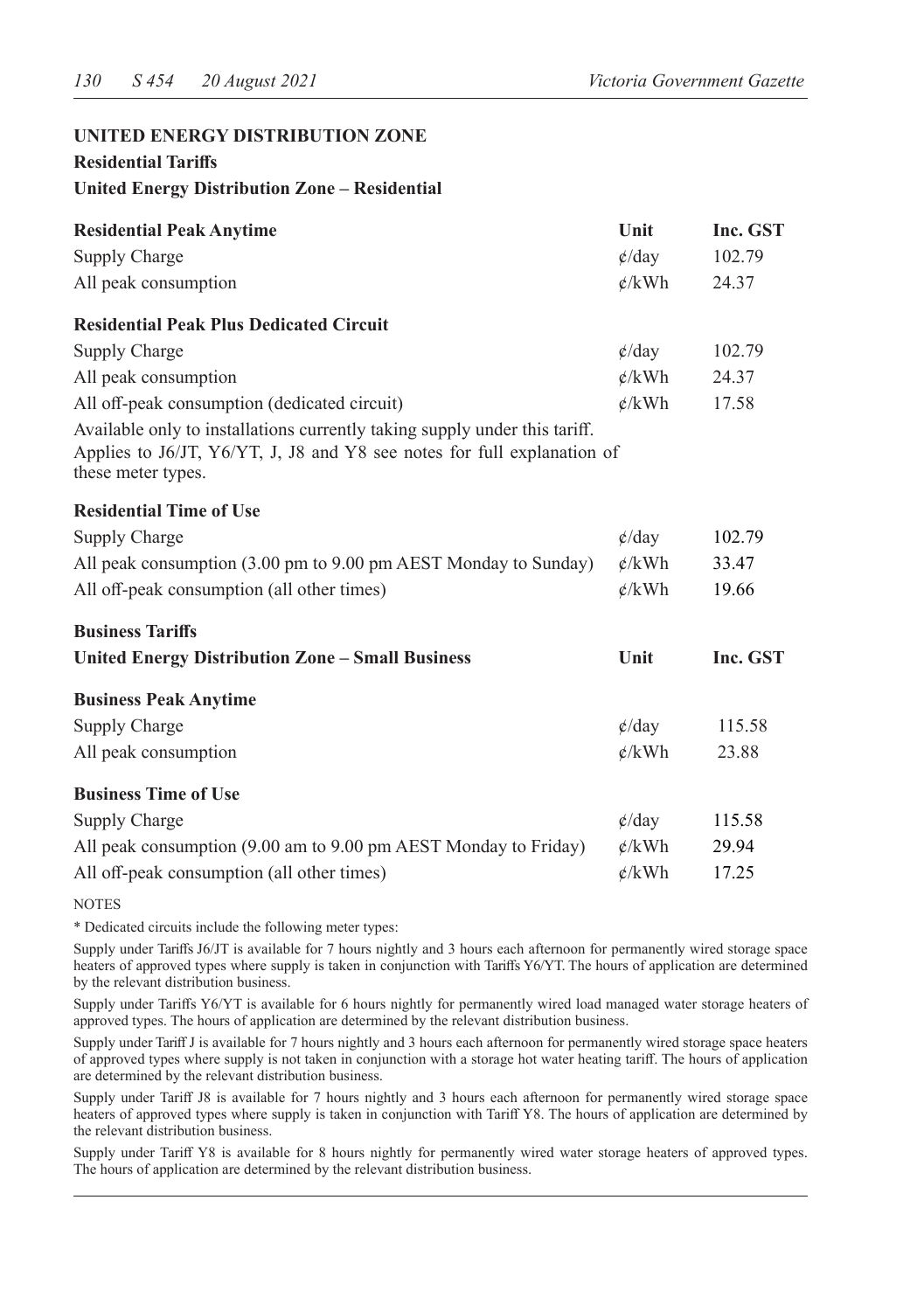## UNITED ENERGY DISTRIBUTION ZONE

### Residential Tariffs

### United Energy Distribution Zone – Residential

| Residential Peak Anytime | Unit | Inc. GST |
|---|---|---|
| Supply Charge | ¢/day | 102.79 |
| All peak consumption | ¢/kWh | 24.37 |
| **Residential Peak Plus Dedicated Circuit** | | |
| Supply Charge | ¢/day | 102.79 |
| All peak consumption | ¢/kWh | 24.37 |
| All off-peak consumption (dedicated circuit) | ¢/kWh | 17.58 |

Available only to installations currently taking supply under this tariff. Applies to J6/JT, Y6/YT, J, J8 and Y8 see notes for full explanation of these meter types.

| Residential Time of Use | Unit | Inc. GST |
|---|---|---|
| Supply Charge | ¢/day | 102.79 |
| All peak consumption (3.00 pm to 9.00 pm AEST Monday to Sunday) | ¢/kWh | 33.47 |
| All off-peak consumption (all other times) | ¢/kWh | 19.66 |

### Business Tariffs

| United Energy Distribution Zone – Small Business | Unit | Inc. GST |
|---|---|---|
| **Business Peak Anytime** | | |
| Supply Charge | ¢/day | 115.58 |
| All peak consumption | ¢/kWh | 23.88 |
| **Business Time of Use** | | |
| Supply Charge | ¢/day | 115.58 |
| All peak consumption (9.00 am to 9.00 pm AEST Monday to Friday) | ¢/kWh | 29.94 |
| All off-peak consumption (all other times) | ¢/kWh | 17.25 |

NOTES

* Dedicated circuits include the following meter types:

Supply under Tariffs J6/JT is available for 7 hours nightly and 3 hours each afternoon for permanently wired storage space heaters of approved types where supply is taken in conjunction with Tariffs Y6/YT. The hours of application are determined by the relevant distribution business.

Supply under Tariffs Y6/YT is available for 6 hours nightly for permanently wired load managed water storage heaters of approved types. The hours of application are determined by the relevant distribution business.

Supply under Tariff J is available for 7 hours nightly and 3 hours each afternoon for permanently wired storage space heaters of approved types where supply is not taken in conjunction with a storage hot water heating tariff. The hours of application are determined by the relevant distribution business.

Supply under Tariff J8 is available for 7 hours nightly and 3 hours each afternoon for permanently wired storage space heaters of approved types where supply is taken in conjunction with Tariff Y8. The hours of application are determined by the relevant distribution business.

Supply under Tariff Y8 is available for 8 hours nightly for permanently wired water storage heaters of approved types. The hours of application are determined by the relevant distribution business.